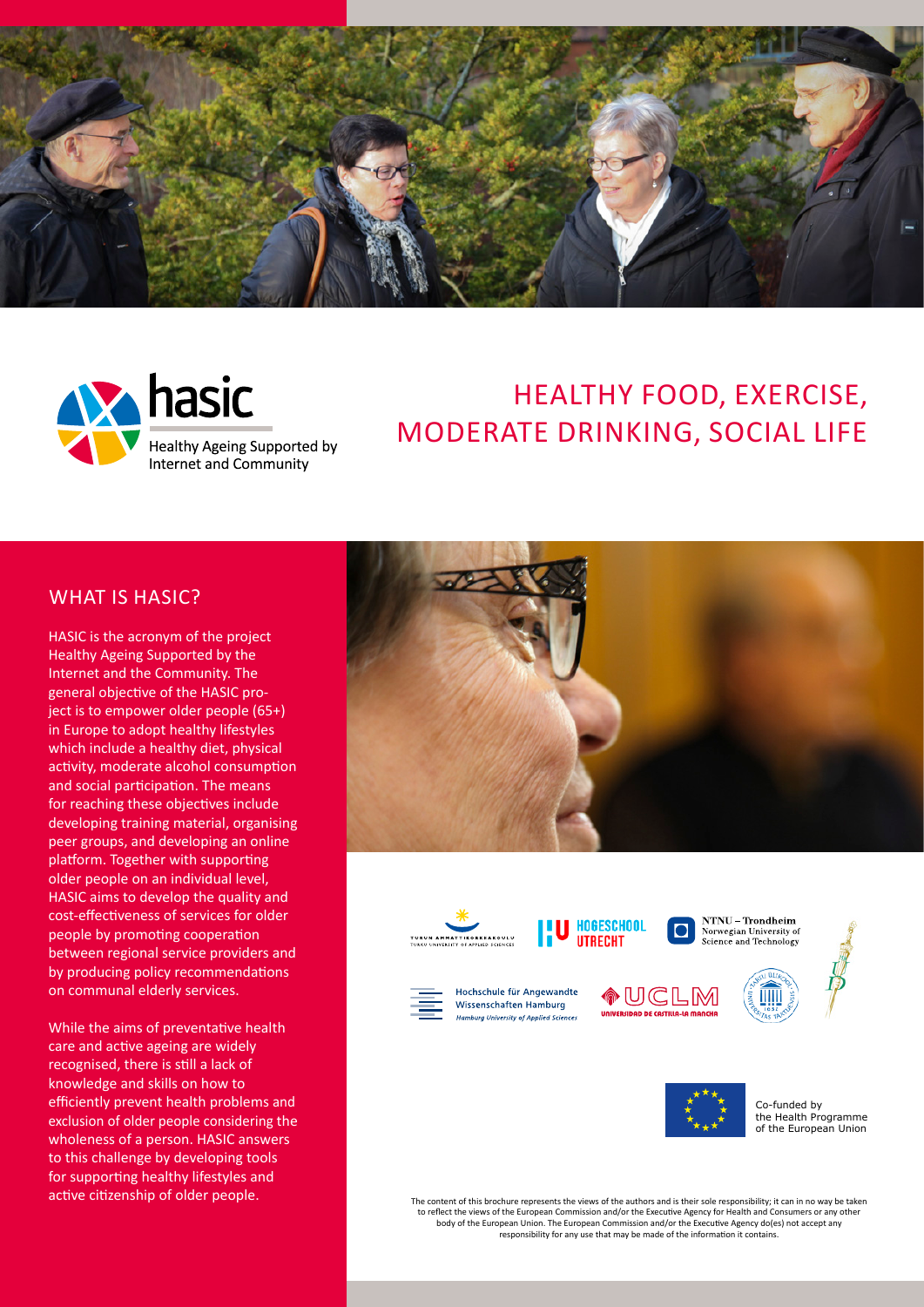hasic

Healthy Ageing Supported by Internet and Community

# HEALTHY FOOD, EXERCISE, MODERATE DRINKING, SOCIAL LIFE

## WHAT IS HASIC?

HASIC is the acronym of the project Healthy Ageing Supported by the Internet and the Community. The general objective of the HASIC project is to empower older people (65+) in Europe to adopt healthy lifestyles which include a healthy diet, physical activity, moderate alcohol consumption and social participation. The means for reaching these objectives include developing training material, organising peer groups, and developing an online platform. Together with supporting older people on an individual level, HASIC aims to develop the quality and cost-effectiveness of services for older people by promoting cooperation between regional service providers and by producing policy recommendations on communal elderly services.

While the aims of preventative health care and active ageing are widely recognised, there is still a lack of knowledge and skills on how to efficiently prevent health problems and exclusion of older people considering the wholeness of a person. HASIC answers to this challenge by developing tools for supporting healthy lifestyles and active citizenship of older people.

TURUN AMMATTIKORKEAKOULU
TURKU UNIVERSITY OF APPLIED SCIENCES

HOGESCHOOL UTRECHT

NTNU – Trondheim
Norwegian University of Science and Technology

Hochschule für Angewandte Wissenschaften Hamburg
*Hamburg University of Applied Sciences*

UCLM
UNIVERSIDAD DE CASTILLA-LA MANCHA

Co-funded by the Health Programme of the European Union

The content of this brochure represents the views of the authors and is their sole responsibility; it can in no way be taken to reflect the views of the European Commission and/or the Executive Agency for Health and Consumers or any other body of the European Union. The European Commission and/or the Executive Agency do(es) not accept any responsibility for any use that may be made of the information it contains.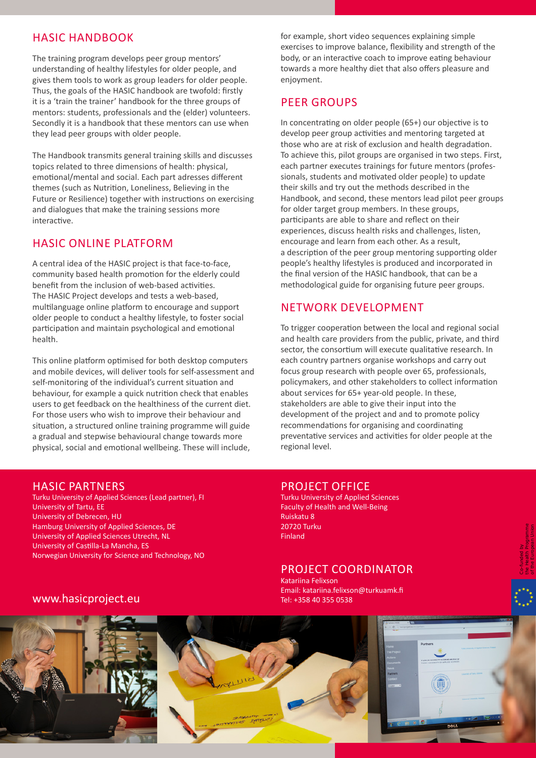## HASIC HANDBOOK

The training program develops peer group mentors' understanding of healthy lifestyles for older people, and gives them tools to work as group leaders for older people. Thus, the goals of the HASIC handbook are twofold: firstly it is a 'train the trainer' handbook for the three groups of mentors: students, professionals and the (elder) volunteers. Secondly it is a handbook that these mentors can use when they lead peer groups with older people.

The Handbook transmits general training skills and discusses topics related to three dimensions of health: physical, emotional/mental and social. Each part adresses different themes (such as Nutrition, Loneliness, Believing in the Future or Resilience) together with instructions on exercising and dialogues that make the training sessions more interactive.

## HASIC ONLINE PLATFORM

A central idea of the HASIC project is that face-to-face, community based health promotion for the elderly could benefit from the inclusion of web-based activities. The HASIC Project develops and tests a web-based, multilanguage online platform to encourage and support older people to conduct a healthy lifestyle, to foster social participation and maintain psychological and emotional health.

This online platform optimised for both desktop computers and mobile devices, will deliver tools for self-assessment and self-monitoring of the individual's current situation and behaviour, for example a quick nutrition check that enables users to get feedback on the healthiness of the current diet. For those users who wish to improve their behaviour and situation, a structured online training programme will guide a gradual and stepwise behavioural change towards more physical, social and emotional wellbeing. These will include, for example, short video sequences explaining simple exercises to improve balance, flexibility and strength of the body, or an interactive coach to improve eating behaviour towards a more healthy diet that also offers pleasure and enjoyment.

## PEER GROUPS

In concentrating on older people (65+) our objective is to develop peer group activities and mentoring targeted at those who are at risk of exclusion and health degradation. To achieve this, pilot groups are organised in two steps. First, each partner executes trainings for future mentors (professionals, students and motivated older people) to update their skills and try out the methods described in the Handbook, and second, these mentors lead pilot peer groups for older target group members. In these groups, participants are able to share and reflect on their experiences, discuss health risks and challenges, listen, encourage and learn from each other. As a result, a description of the peer group mentoring supporting older people's healthy lifestyles is produced and incorporated in the final version of the HASIC handbook, that can be a methodological guide for organising future peer groups.

## NETWORK DEVELOPMENT

To trigger cooperation between the local and regional social and health care providers from the public, private, and third sector, the consortium will execute qualitative research. In each country partners organise workshops and carry out focus group research with people over 65, professionals, policymakers, and other stakeholders to collect information about services for 65+ year-old people. In these, stakeholders are able to give their input into the development of the project and to promote policy recommendations for organising and coordinating preventative services and activities for older people at the regional level.

## HASIC PARTNERS

Turku University of Applied Sciences (Lead partner), FI
University of Tartu, EE
University of Debrecen, HU
Hamburg University of Applied Sciences, DE
University of Applied Sciences Utrecht, NL
University of Castilla-La Mancha, ES
Norwegian University for Science and Technology, NO

www.hasicproject.eu

## PROJECT OFFICE

Turku University of Applied Sciences
Faculty of Health and Well-Being
Ruiskatu 8
20720 Turku
Finland

## PROJECT COORDINATOR

Katariina Felixson
Email: katariina.felixson@turkuamk.fi
Tel: +358 40 355 0538

Co-funded by the Health Programme of the European Union